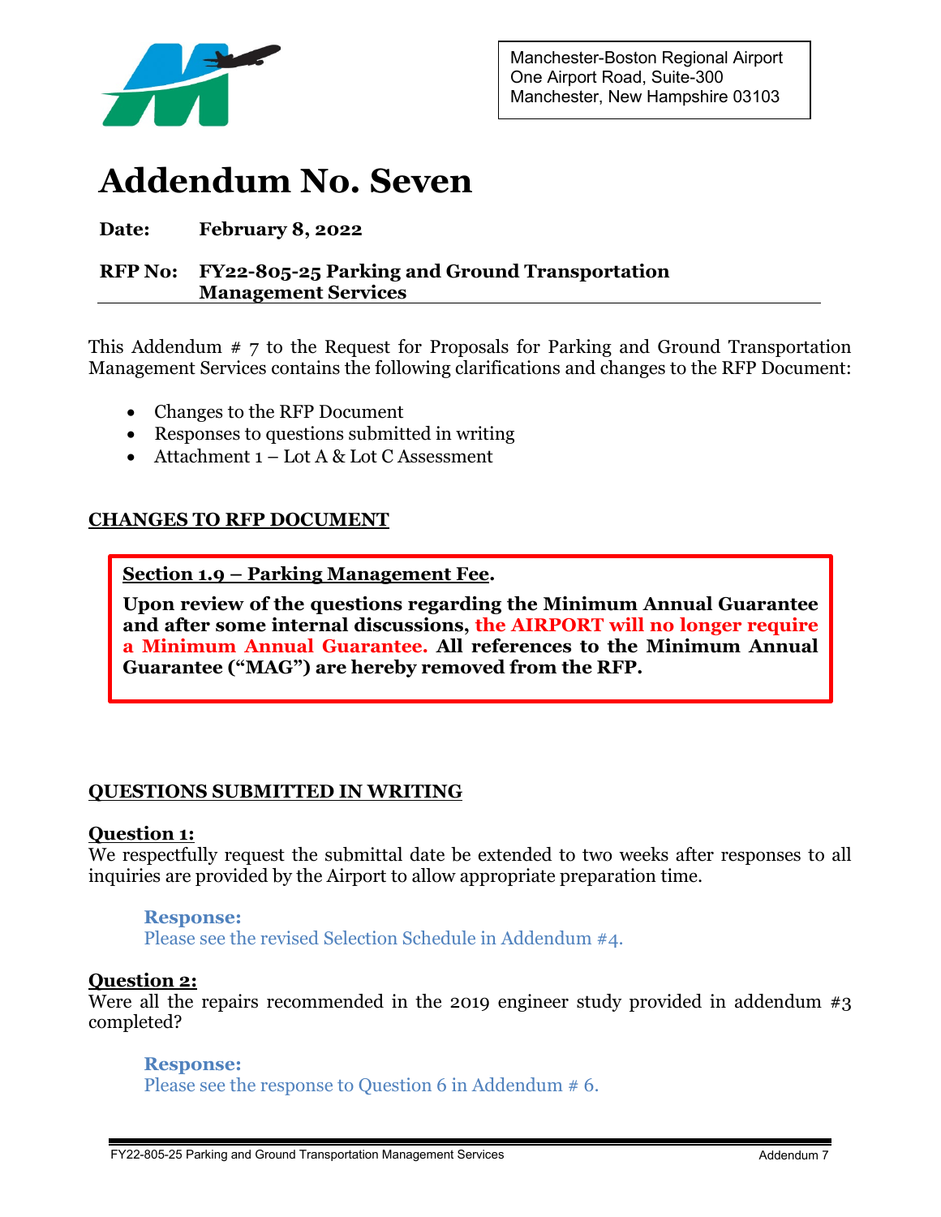Manchester-Boston Regional Airport
One Airport Road, Suite-300
Manchester, New Hampshire 03103

# Addendum No. Seven

**Date:** **February 8, 2022**

**RFP No:** **FY22-805-25 Parking and Ground Transportation Management Services**

This Addendum # 7 to the Request for Proposals for Parking and Ground Transportation Management Services contains the following clarifications and changes to the RFP Document:

- Changes to the RFP Document
- Responses to questions submitted in writing
- Attachment 1 – Lot A & Lot C Assessment

## CHANGES TO RFP DOCUMENT

**Section 1.9 – Parking Management Fee.**

**Upon review of the questions regarding the Minimum Annual Guarantee and after some internal discussions, the AIRPORT will no longer require a Minimum Annual Guarantee. All references to the Minimum Annual Guarantee ("MAG") are hereby removed from the RFP.**

## QUESTIONS SUBMITTED IN WRITING

**Question 1:**
We respectfully request the submittal date be extended to two weeks after responses to all inquiries are provided by the Airport to allow appropriate preparation time.

> **Response:**
> Please see the revised Selection Schedule in Addendum #4.

**Question 2:**
Were all the repairs recommended in the 2019 engineer study provided in addendum #3 completed?

> **Response:**
> Please see the response to Question 6 in Addendum # 6.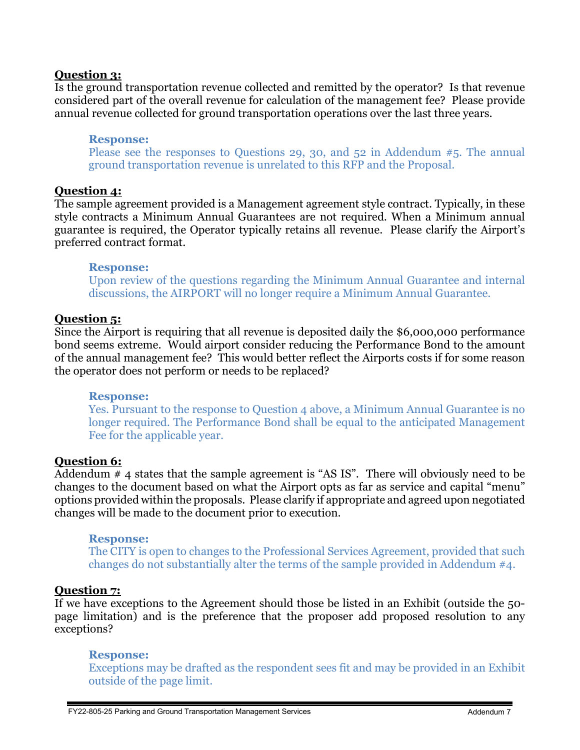**Question 3:**

Is the ground transportation revenue collected and remitted by the operator? Is that revenue considered part of the overall revenue for calculation of the management fee? Please provide annual revenue collected for ground transportation operations over the last three years.

> **Response:**
>
> Please see the responses to Questions 29, 30, and 52 in Addendum #5. The annual ground transportation revenue is unrelated to this RFP and the Proposal.

**Question 4:**

The sample agreement provided is a Management agreement style contract. Typically, in these style contracts a Minimum Annual Guarantees are not required. When a Minimum annual guarantee is required, the Operator typically retains all revenue. Please clarify the Airport's preferred contract format.

> **Response:**
>
> Upon review of the questions regarding the Minimum Annual Guarantee and internal discussions, the AIRPORT will no longer require a Minimum Annual Guarantee.

**Question 5:**

Since the Airport is requiring that all revenue is deposited daily the $6,000,000 performance bond seems extreme. Would airport consider reducing the Performance Bond to the amount of the annual management fee? This would better reflect the Airports costs if for some reason the operator does not perform or needs to be replaced?

> **Response:**
>
> Yes. Pursuant to the response to Question 4 above, a Minimum Annual Guarantee is no longer required. The Performance Bond shall be equal to the anticipated Management Fee for the applicable year.

**Question 6:**

Addendum # 4 states that the sample agreement is "AS IS". There will obviously need to be changes to the document based on what the Airport opts as far as service and capital "menu" options provided within the proposals. Please clarify if appropriate and agreed upon negotiated changes will be made to the document prior to execution.

> **Response:**
>
> The CITY is open to changes to the Professional Services Agreement, provided that such changes do not substantially alter the terms of the sample provided in Addendum #4.

**Question 7:**

If we have exceptions to the Agreement should those be listed in an Exhibit (outside the 50-page limitation) and is the preference that the proposer add proposed resolution to any exceptions?

> **Response:**
>
> Exceptions may be drafted as the respondent sees fit and may be provided in an Exhibit outside of the page limit.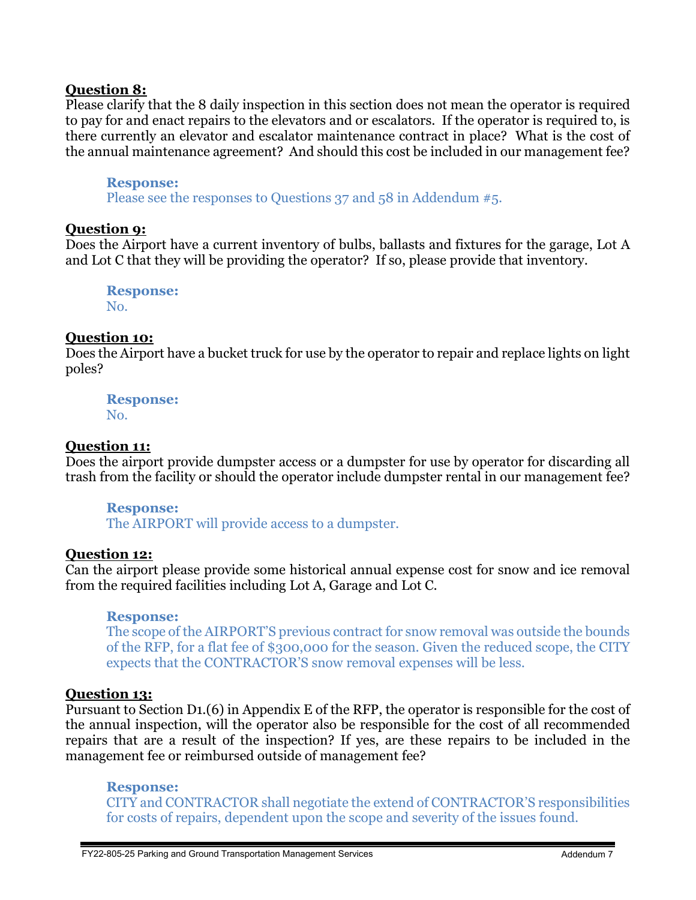**Question 8:**

Please clarify that the 8 daily inspection in this section does not mean the operator is required to pay for and enact repairs to the elevators and or escalators. If the operator is required to, is there currently an elevator and escalator maintenance contract in place? What is the cost of the annual maintenance agreement? And should this cost be included in our management fee?

> **Response:**
> Please see the responses to Questions 37 and 58 in Addendum #5.

**Question 9:**

Does the Airport have a current inventory of bulbs, ballasts and fixtures for the garage, Lot A and Lot C that they will be providing the operator? If so, please provide that inventory.

> **Response:**
> No.

**Question 10:**

Does the Airport have a bucket truck for use by the operator to repair and replace lights on light poles?

> **Response:**
> No.

**Question 11:**

Does the airport provide dumpster access or a dumpster for use by operator for discarding all trash from the facility or should the operator include dumpster rental in our management fee?

> **Response:**
> The AIRPORT will provide access to a dumpster.

**Question 12:**

Can the airport please provide some historical annual expense cost for snow and ice removal from the required facilities including Lot A, Garage and Lot C.

> **Response:**
> The scope of the AIRPORT'S previous contract for snow removal was outside the bounds of the RFP, for a flat fee of $300,000 for the season. Given the reduced scope, the CITY expects that the CONTRACTOR'S snow removal expenses will be less.

**Question 13:**

Pursuant to Section D1.(6) in Appendix E of the RFP, the operator is responsible for the cost of the annual inspection, will the operator also be responsible for the cost of all recommended repairs that are a result of the inspection? If yes, are these repairs to be included in the management fee or reimbursed outside of management fee?

> **Response:**
> CITY and CONTRACTOR shall negotiate the extend of CONTRACTOR'S responsibilities for costs of repairs, dependent upon the scope and severity of the issues found.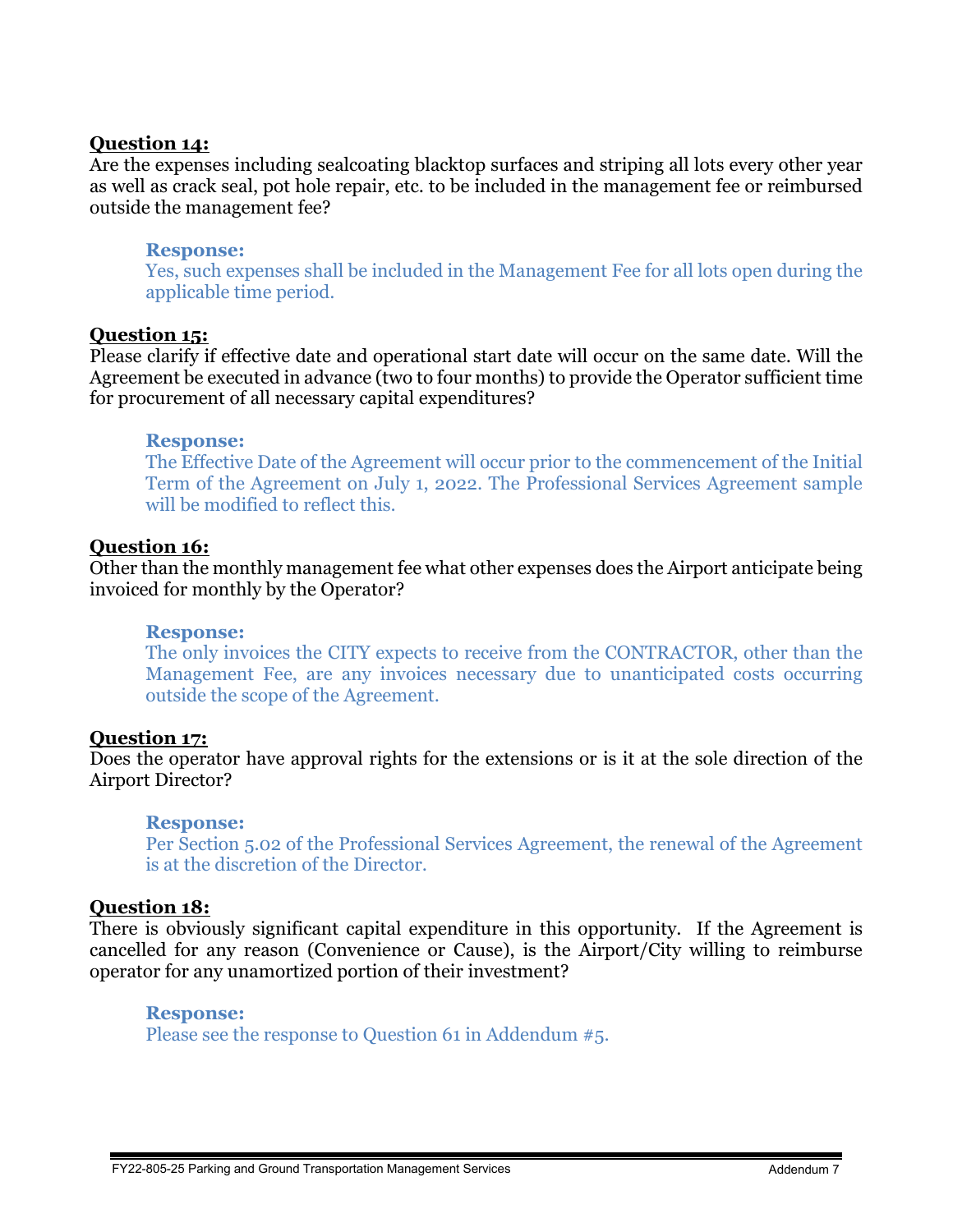**Question 14:**

Are the expenses including sealcoating blacktop surfaces and striping all lots every other year as well as crack seal, pot hole repair, etc. to be included in the management fee or reimbursed outside the management fee?

> **Response:**
> Yes, such expenses shall be included in the Management Fee for all lots open during the applicable time period.

**Question 15:**

Please clarify if effective date and operational start date will occur on the same date. Will the Agreement be executed in advance (two to four months) to provide the Operator sufficient time for procurement of all necessary capital expenditures?

> **Response:**
> The Effective Date of the Agreement will occur prior to the commencement of the Initial Term of the Agreement on July 1, 2022. The Professional Services Agreement sample will be modified to reflect this.

**Question 16:**

Other than the monthly management fee what other expenses does the Airport anticipate being invoiced for monthly by the Operator?

> **Response:**
> The only invoices the CITY expects to receive from the CONTRACTOR, other than the Management Fee, are any invoices necessary due to unanticipated costs occurring outside the scope of the Agreement.

**Question 17:**

Does the operator have approval rights for the extensions or is it at the sole direction of the Airport Director?

> **Response:**
> Per Section 5.02 of the Professional Services Agreement, the renewal of the Agreement is at the discretion of the Director.

**Question 18:**

There is obviously significant capital expenditure in this opportunity. If the Agreement is cancelled for any reason (Convenience or Cause), is the Airport/City willing to reimburse operator for any unamortized portion of their investment?

> **Response:**
> Please see the response to Question 61 in Addendum #5.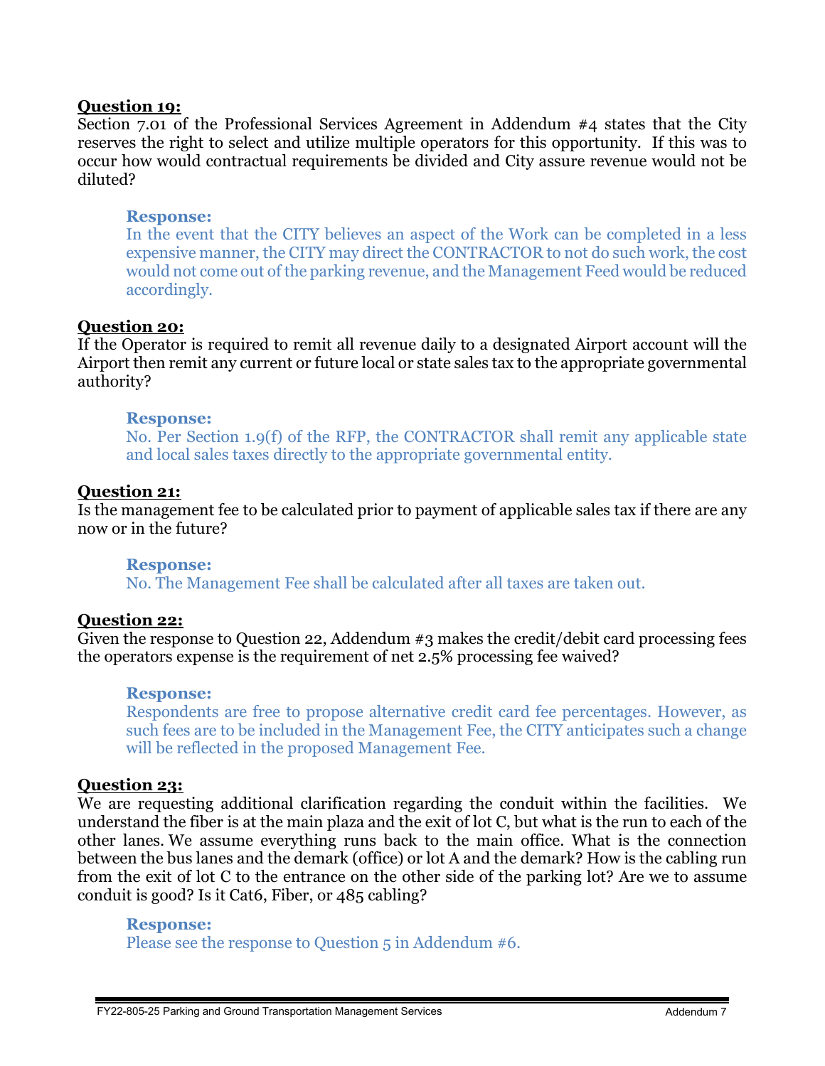**Question 19:**
Section 7.01 of the Professional Services Agreement in Addendum #4 states that the City reserves the right to select and utilize multiple operators for this opportunity. If this was to occur how would contractual requirements be divided and City assure revenue would not be diluted?

> **Response:**
> In the event that the CITY believes an aspect of the Work can be completed in a less expensive manner, the CITY may direct the CONTRACTOR to not do such work, the cost would not come out of the parking revenue, and the Management Feed would be reduced accordingly.

**Question 20:**
If the Operator is required to remit all revenue daily to a designated Airport account will the Airport then remit any current or future local or state sales tax to the appropriate governmental authority?

> **Response:**
> No. Per Section 1.9(f) of the RFP, the CONTRACTOR shall remit any applicable state and local sales taxes directly to the appropriate governmental entity.

**Question 21:**
Is the management fee to be calculated prior to payment of applicable sales tax if there are any now or in the future?

> **Response:**
> No. The Management Fee shall be calculated after all taxes are taken out.

**Question 22:**
Given the response to Question 22, Addendum #3 makes the credit/debit card processing fees the operators expense is the requirement of net 2.5% processing fee waived?

> **Response:**
> Respondents are free to propose alternative credit card fee percentages. However, as such fees are to be included in the Management Fee, the CITY anticipates such a change will be reflected in the proposed Management Fee.

**Question 23:**
We are requesting additional clarification regarding the conduit within the facilities. We understand the fiber is at the main plaza and the exit of lot C, but what is the run to each of the other lanes. We assume everything runs back to the main office. What is the connection between the bus lanes and the demark (office) or lot A and the demark? How is the cabling run from the exit of lot C to the entrance on the other side of the parking lot? Are we to assume conduit is good? Is it Cat6, Fiber, or 485 cabling?

> **Response:**
> Please see the response to Question 5 in Addendum #6.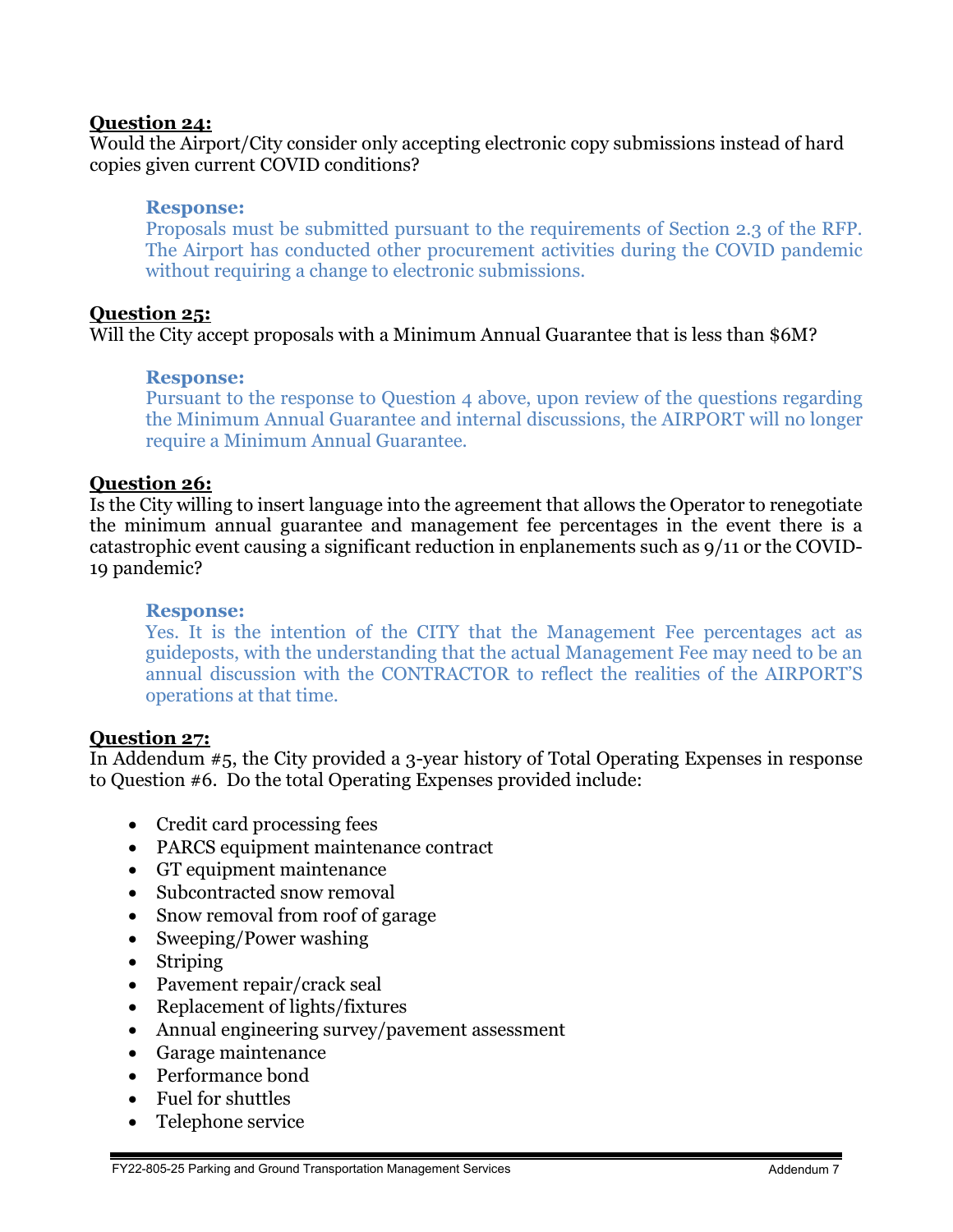**Question 24:**
Would the Airport/City consider only accepting electronic copy submissions instead of hard copies given current COVID conditions?

> **Response:**
> Proposals must be submitted pursuant to the requirements of Section 2.3 of the RFP. The Airport has conducted other procurement activities during the COVID pandemic without requiring a change to electronic submissions.

**Question 25:**
Will the City accept proposals with a Minimum Annual Guarantee that is less than $6M?

> **Response:**
> Pursuant to the response to Question 4 above, upon review of the questions regarding the Minimum Annual Guarantee and internal discussions, the AIRPORT will no longer require a Minimum Annual Guarantee.

**Question 26:**
Is the City willing to insert language into the agreement that allows the Operator to renegotiate the minimum annual guarantee and management fee percentages in the event there is a catastrophic event causing a significant reduction in enplanements such as 9/11 or the COVID-19 pandemic?

> **Response:**
> Yes. It is the intention of the CITY that the Management Fee percentages act as guideposts, with the understanding that the actual Management Fee may need to be an annual discussion with the CONTRACTOR to reflect the realities of the AIRPORT'S operations at that time.

**Question 27:**
In Addendum #5, the City provided a 3-year history of Total Operating Expenses in response to Question #6. Do the total Operating Expenses provided include:

- Credit card processing fees
- PARCS equipment maintenance contract
- GT equipment maintenance
- Subcontracted snow removal
- Snow removal from roof of garage
- Sweeping/Power washing
- Striping
- Pavement repair/crack seal
- Replacement of lights/fixtures
- Annual engineering survey/pavement assessment
- Garage maintenance
- Performance bond
- Fuel for shuttles
- Telephone service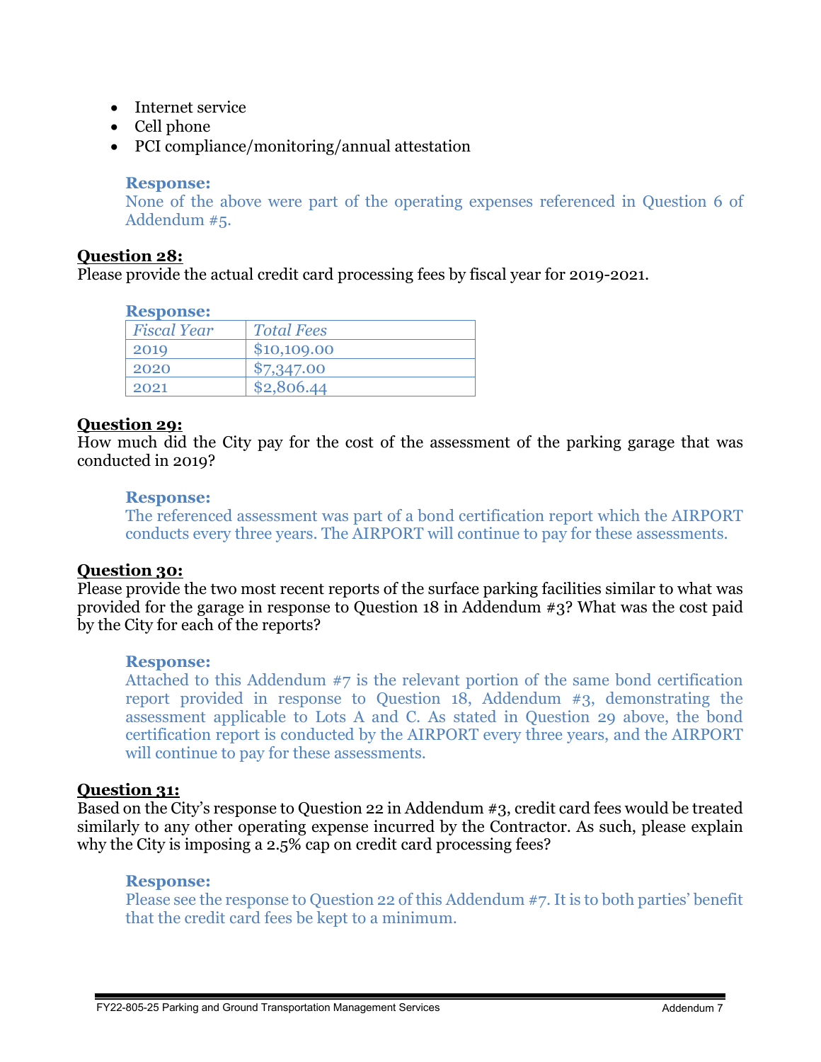- Internet service
- Cell phone
- PCI compliance/monitoring/annual attestation

**Response:**
None of the above were part of the operating expenses referenced in Question 6 of Addendum #5.

**Question 28:**
Please provide the actual credit card processing fees by fiscal year for 2019-2021.

**Response:**

| *Fiscal Year* | *Total Fees* |
|---|---|
| 2019 | $10,109.00 |
| 2020 | $7,347.00 |
| 2021 | $2,806.44 |

**Question 29:**
How much did the City pay for the cost of the assessment of the parking garage that was conducted in 2019?

**Response:**
The referenced assessment was part of a bond certification report which the AIRPORT conducts every three years. The AIRPORT will continue to pay for these assessments.

**Question 30:**
Please provide the two most recent reports of the surface parking facilities similar to what was provided for the garage in response to Question 18 in Addendum #3? What was the cost paid by the City for each of the reports?

**Response:**
Attached to this Addendum #7 is the relevant portion of the same bond certification report provided in response to Question 18, Addendum #3, demonstrating the assessment applicable to Lots A and C. As stated in Question 29 above, the bond certification report is conducted by the AIRPORT every three years, and the AIRPORT will continue to pay for these assessments.

**Question 31:**
Based on the City's response to Question 22 in Addendum #3, credit card fees would be treated similarly to any other operating expense incurred by the Contractor. As such, please explain why the City is imposing a 2.5% cap on credit card processing fees?

**Response:**
Please see the response to Question 22 of this Addendum #7. It is to both parties' benefit that the credit card fees be kept to a minimum.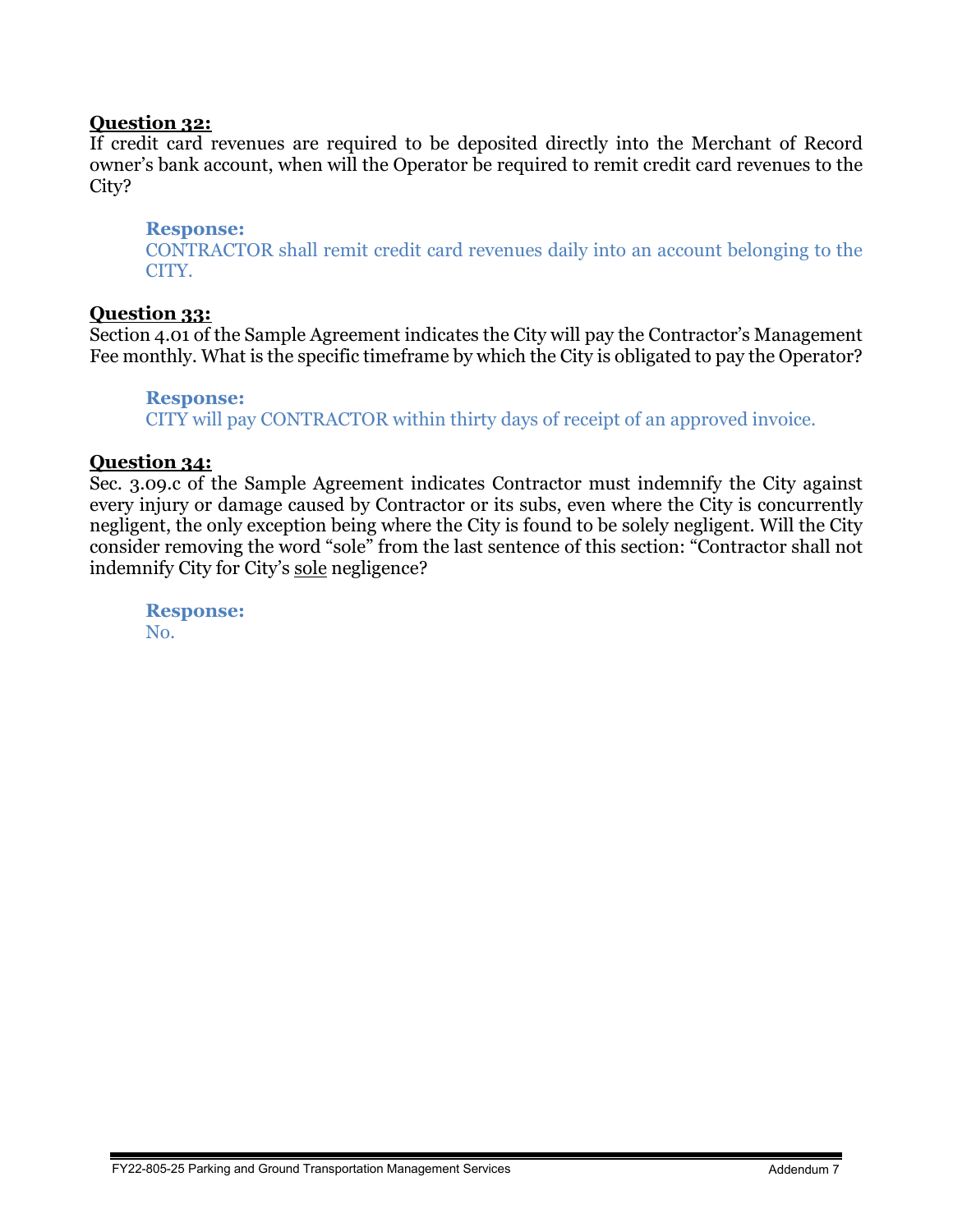**<u>Question 32:</u>**
If credit card revenues are required to be deposited directly into the Merchant of Record owner's bank account, when will the Operator be required to remit credit card revenues to the City?

> **Response:**
> CONTRACTOR shall remit credit card revenues daily into an account belonging to the CITY.

**<u>Question 33:</u>**
Section 4.01 of the Sample Agreement indicates the City will pay the Contractor's Management Fee monthly. What is the specific timeframe by which the City is obligated to pay the Operator?

> **Response:**
> CITY will pay CONTRACTOR within thirty days of receipt of an approved invoice.

**<u>Question 34:</u>**
Sec. 3.09.c of the Sample Agreement indicates Contractor must indemnify the City against every injury or damage caused by Contractor or its subs, even where the City is concurrently negligent, the only exception being where the City is found to be solely negligent. Will the City consider removing the word "sole" from the last sentence of this section: "Contractor shall not indemnify City for City's <u>sole</u> negligence?

> **Response:**
> No.